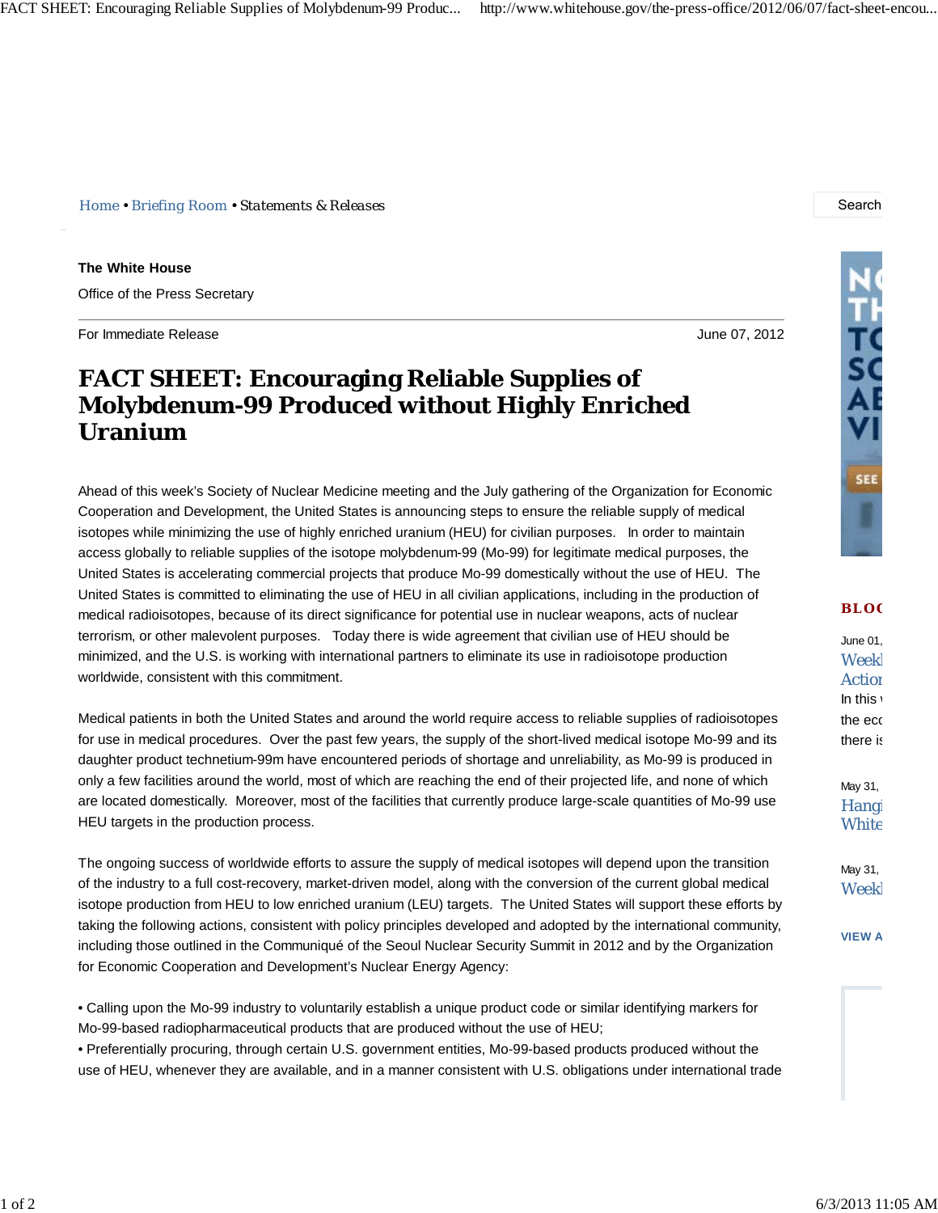Home • Briefing Room • Statements & Releases

**The White House**

Office of the Press Secretary

For Immediate Release June 07, 2012

# FACT SHEET: Encouraging Reliable Supplies of Molybdenum-99 Produced without Highly Enriched Uranium

Ahead of this week's Society of Nuclear Medicine meeting and the July gathering of the Organization for Economic Cooperation and Development, the United States is announcing steps to ensure the reliable supply of medical isotopes while minimizing the use of highly enriched uranium (HEU) for civilian purposes. In order to maintain access globally to reliable supplies of the isotope molybdenum-99 (Mo-99) for legitimate medical purposes, the United States is accelerating commercial projects that produce Mo-99 domestically without the use of HEU. The United States is committed to eliminating the use of HEU in all civilian applications, including in the production of medical radioisotopes, because of its direct significance for potential use in nuclear weapons, acts of nuclear terrorism, or other malevolent purposes. Today there is wide agreement that civilian use of HEU should be minimized, and the U.S. is working with international partners to eliminate its use in radioisotope production worldwide, consistent with this commitment.

Medical patients in both the United States and around the world require access to reliable supplies of radioisotopes for use in medical procedures. Over the past few years, the supply of the short-lived medical isotope Mo-99 and its daughter product technetium-99m have encountered periods of shortage and unreliability, as Mo-99 is produced in only a few facilities around the world, most of which are reaching the end of their projected life, and none of which are located domestically. Moreover, most of the facilities that currently produce large-scale quantities of Mo-99 use HEU targets in the production process.

The ongoing success of worldwide efforts to assure the supply of medical isotopes will depend upon the transition of the industry to a full cost-recovery, market-driven model, along with the conversion of the current global medical isotope production from HEU to low enriched uranium (LEU) targets. The United States will support these efforts by taking the following actions, consistent with policy principles developed and adopted by the international community, including those outlined in the Communiqué of the Seoul Nuclear Security Summit in 2012 and by the Organization for Economic Cooperation and Development's Nuclear Energy Agency:

- Calling upon the Mo-99 industry to voluntarily establish a unique product code or similar identifying markers for Mo-99-based radiopharmaceutical products that are produced without the use of HEU;
- Preferentially procuring, through certain U.S. government entities, Mo-99-based products produced without the use of HEU, whenever they are available, and in a manner consistent with U.S. obligations under international trade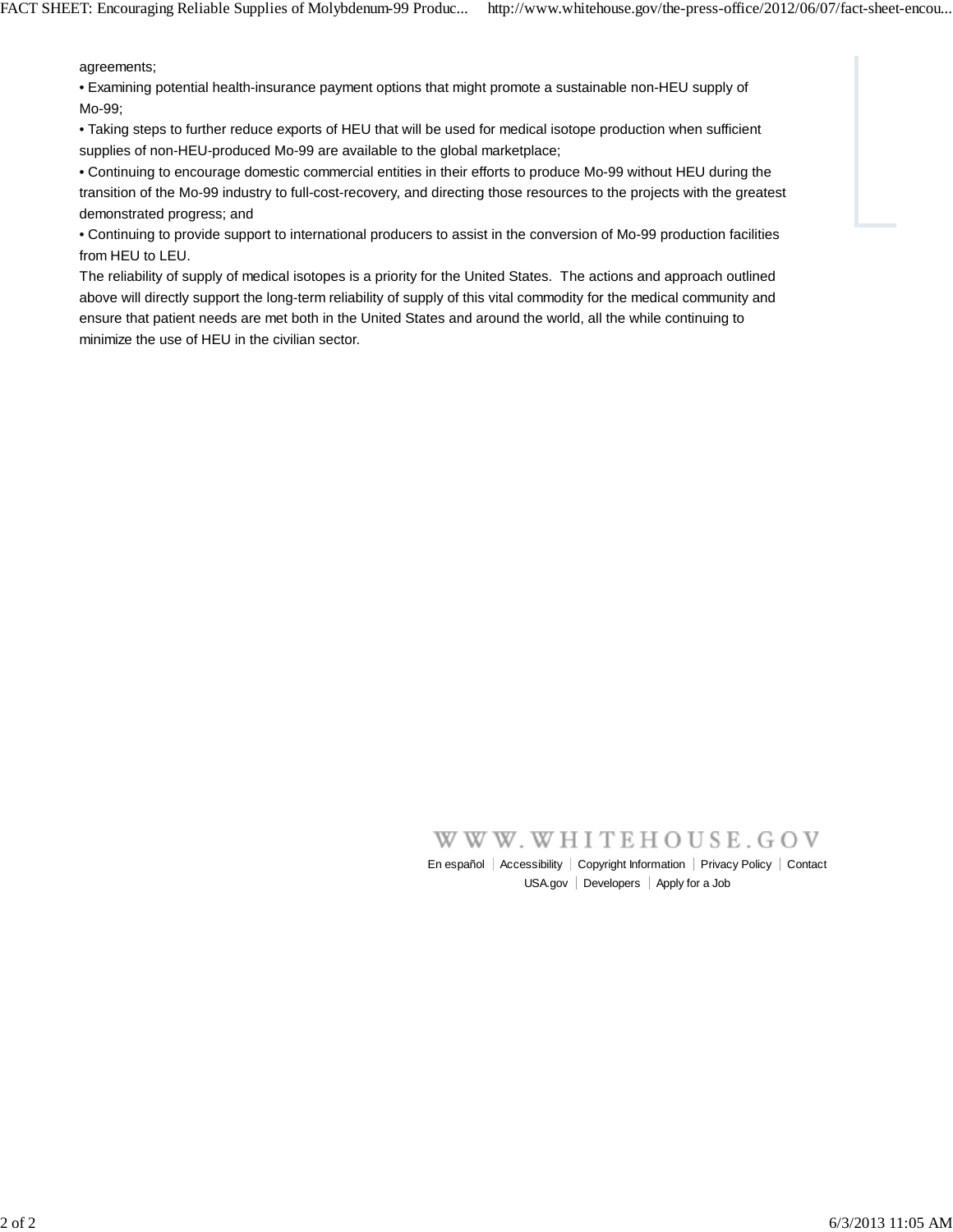agreements;

• Examining potential health-insurance payment options that might promote a sustainable non-HEU supply of Mo-99;

• Taking steps to further reduce exports of HEU that will be used for medical isotope production when sufficient supplies of non-HEU-produced Mo-99 are available to the global marketplace;

• Continuing to encourage domestic commercial entities in their efforts to produce Mo-99 without HEU during the transition of the Mo-99 industry to full-cost-recovery, and directing those resources to the projects with the greatest demonstrated progress; and

• Continuing to provide support to international producers to assist in the conversion of Mo-99 production facilities from HEU to LEU.

The reliability of supply of medical isotopes is a priority for the United States. The actions and approach outlined above will directly support the long-term reliability of supply of this vital commodity for the medical community and ensure that patient needs are met both in the United States and around the world, all the while continuing to minimize the use of HEU in the civilian sector.

WWW.WHITEHOUSE.GOV

En español | Accessibility | Copyright Information | Privacy Policy | Contact

USA.gov | Developers | Apply for a Job